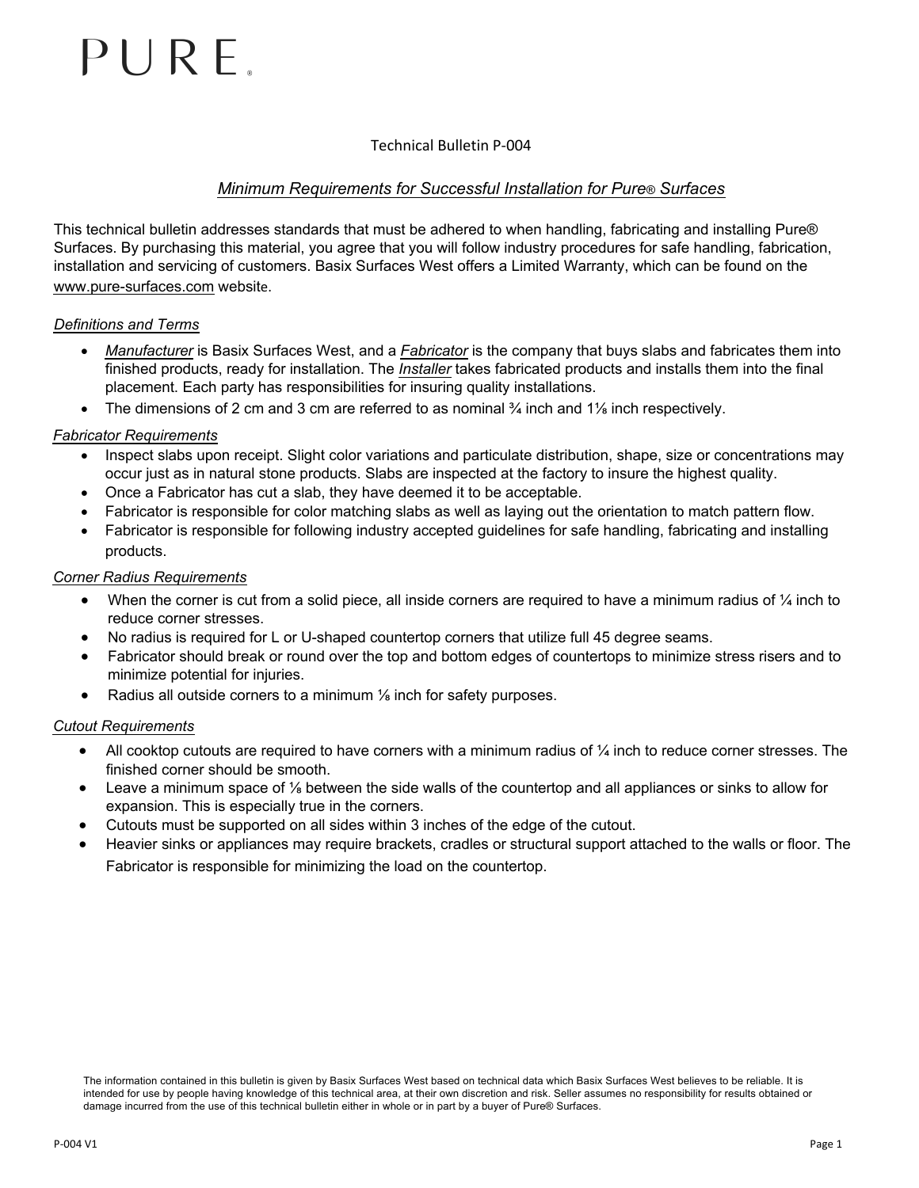# PURE®

Technical Bulletin P-004

## *Minimum Requirements for Successful Installation for Pure® Surfaces*

This technical bulletin addresses standards that must be adhered to when handling, fabricating and installing Pure® Surfaces. By purchasing this material, you agree that you will follow industry procedures for safe handling, fabrication, installation and servicing of customers. Basix Surfaces West offers a Limited Warranty, which can be found on the www.pure-surfaces.com website.

### *Definitions and Terms*

- ***Manufacturer*** is Basix Surfaces West, and a ***Fabricator*** is the company that buys slabs and fabricates them into finished products, ready for installation. The ***Installer*** takes fabricated products and installs them into the final placement. Each party has responsibilities for insuring quality installations.
- The dimensions of 2 cm and 3 cm are referred to as nominal ¾ inch and 1⅛ inch respectively.

### *Fabricator Requirements*

- Inspect slabs upon receipt. Slight color variations and particulate distribution, shape, size or concentrations may occur just as in natural stone products. Slabs are inspected at the factory to insure the highest quality.
- Once a Fabricator has cut a slab, they have deemed it to be acceptable.
- Fabricator is responsible for color matching slabs as well as laying out the orientation to match pattern flow.
- Fabricator is responsible for following industry accepted guidelines for safe handling, fabricating and installing products.

### *Corner Radius Requirements*

- When the corner is cut from a solid piece, all inside corners are required to have a minimum radius of ¼ inch to reduce corner stresses.
- No radius is required for L or U-shaped countertop corners that utilize full 45 degree seams.
- Fabricator should break or round over the top and bottom edges of countertops to minimize stress risers and to minimize potential for injuries.
- Radius all outside corners to a minimum ⅛ inch for safety purposes.

### *Cutout Requirements*

- All cooktop cutouts are required to have corners with a minimum radius of ¼ inch to reduce corner stresses. The finished corner should be smooth.
- Leave a minimum space of ⅛ between the side walls of the countertop and all appliances or sinks to allow for expansion. This is especially true in the corners.
- Cutouts must be supported on all sides within 3 inches of the edge of the cutout.
- Heavier sinks or appliances may require brackets, cradles or structural support attached to the walls or floor. The Fabricator is responsible for minimizing the load on the countertop.

The information contained in this bulletin is given by Basix Surfaces West based on technical data which Basix Surfaces West believes to be reliable. It is intended for use by people having knowledge of this technical area, at their own discretion and risk. Seller assumes no responsibility for results obtained or damage incurred from the use of this technical bulletin either in whole or in part by a buyer of Pure® Surfaces.

P-004 V1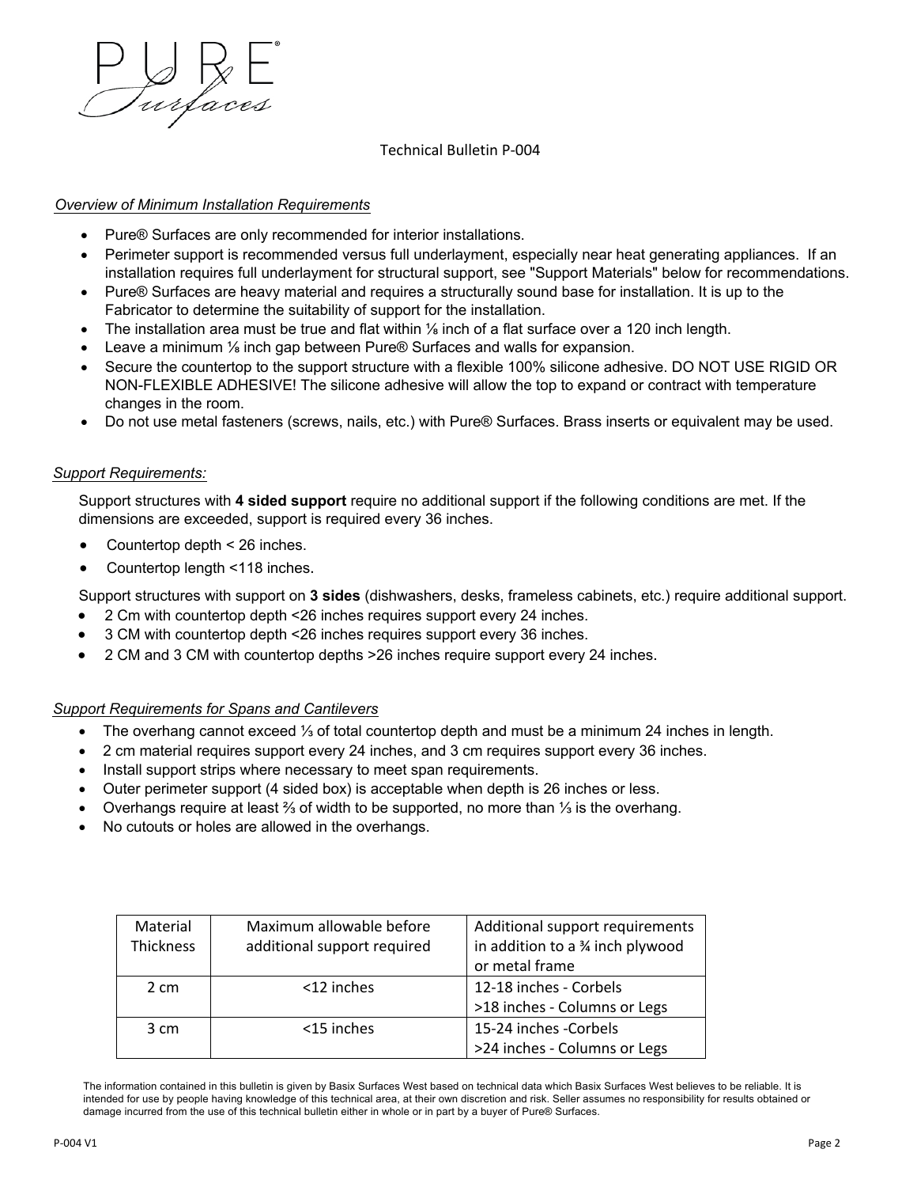Technical Bulletin P-004

*Overview of Minimum Installation Requirements*

- Pure® Surfaces are only recommended for interior installations.
- Perimeter support is recommended versus full underlayment, especially near heat generating appliances. If an installation requires full underlayment for structural support, see "Support Materials" below for recommendations.
- Pure® Surfaces are heavy material and requires a structurally sound base for installation. It is up to the Fabricator to determine the suitability of support for the installation.
- The installation area must be true and flat within ⅛ inch of a flat surface over a 120 inch length.
- Leave a minimum ⅛ inch gap between Pure® Surfaces and walls for expansion.
- Secure the countertop to the support structure with a flexible 100% silicone adhesive. DO NOT USE RIGID OR NON-FLEXIBLE ADHESIVE! The silicone adhesive will allow the top to expand or contract with temperature changes in the room.
- Do not use metal fasteners (screws, nails, etc.) with Pure® Surfaces. Brass inserts or equivalent may be used.

*Support Requirements:*

Support structures with **4 sided support** require no additional support if the following conditions are met. If the dimensions are exceeded, support is required every 36 inches.

- Countertop depth < 26 inches.
- Countertop length <118 inches.

Support structures with support on **3 sides** (dishwashers, desks, frameless cabinets, etc.) require additional support.

- 2 Cm with countertop depth <26 inches requires support every 24 inches.
- 3 CM with countertop depth <26 inches requires support every 36 inches.
- 2 CM and 3 CM with countertop depths >26 inches require support every 24 inches.

*Support Requirements for Spans and Cantilevers*

- The overhang cannot exceed ⅓ of total countertop depth and must be a minimum 24 inches in length.
- 2 cm material requires support every 24 inches, and 3 cm requires support every 36 inches.
- Install support strips where necessary to meet span requirements.
- Outer perimeter support (4 sided box) is acceptable when depth is 26 inches or less.
- Overhangs require at least ⅔ of width to be supported, no more than ⅓ is the overhang.
- No cutouts or holes are allowed in the overhangs.

| Material Thickness | Maximum allowable before additional support required | Additional support requirements in addition to a ¾ inch plywood or metal frame |
|---|---|---|
| 2 cm | <12 inches | 12-18 inches - Corbels<br>>18 inches - Columns or Legs |
| 3 cm | <15 inches | 15-24 inches -Corbels<br>>24 inches - Columns or Legs |

The information contained in this bulletin is given by Basix Surfaces West based on technical data which Basix Surfaces West believes to be reliable. It is intended for use by people having knowledge of this technical area, at their own discretion and risk. Seller assumes no responsibility for results obtained or damage incurred from the use of this technical bulletin either in whole or in part by a buyer of Pure® Surfaces.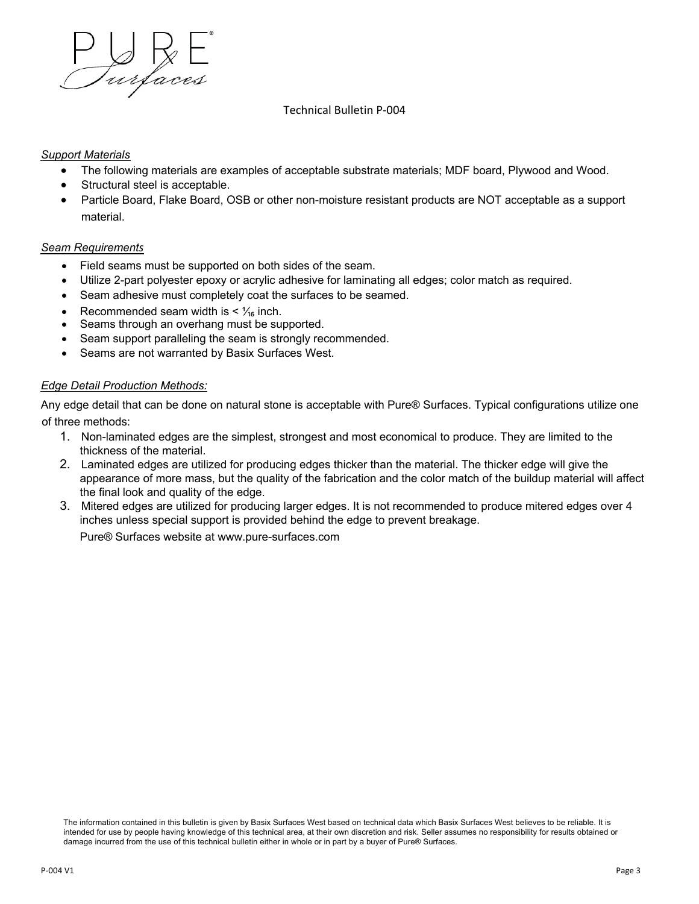Technical Bulletin P-004

*Support Materials*

- The following materials are examples of acceptable substrate materials; MDF board, Plywood and Wood.
- Structural steel is acceptable.
- Particle Board, Flake Board, OSB or other non-moisture resistant products are NOT acceptable as a support material.

*Seam Requirements*

- Field seams must be supported on both sides of the seam.
- Utilize 2-part polyester epoxy or acrylic adhesive for laminating all edges; color match as required.
- Seam adhesive must completely coat the surfaces to be seamed.
- Recommended seam width is < $\frac{1}{16}$ inch.
- Seams through an overhang must be supported.
- Seam support paralleling the seam is strongly recommended.
- Seams are not warranted by Basix Surfaces West.

*Edge Detail Production Methods:*

Any edge detail that can be done on natural stone is acceptable with Pure® Surfaces. Typical configurations utilize one of three methods:

1. Non-laminated edges are the simplest, strongest and most economical to produce. They are limited to the thickness of the material.
2. Laminated edges are utilized for producing edges thicker than the material. The thicker edge will give the appearance of more mass, but the quality of the fabrication and the color match of the buildup material will affect the final look and quality of the edge.
3. Mitered edges are utilized for producing larger edges. It is not recommended to produce mitered edges over 4 inches unless special support is provided behind the edge to prevent breakage.

Pure® Surfaces website at www.pure-surfaces.com

The information contained in this bulletin is given by Basix Surfaces West based on technical data which Basix Surfaces West believes to be reliable. It is intended for use by people having knowledge of this technical area, at their own discretion and risk. Seller assumes no responsibility for results obtained or damage incurred from the use of this technical bulletin either in whole or in part by a buyer of Pure® Surfaces.